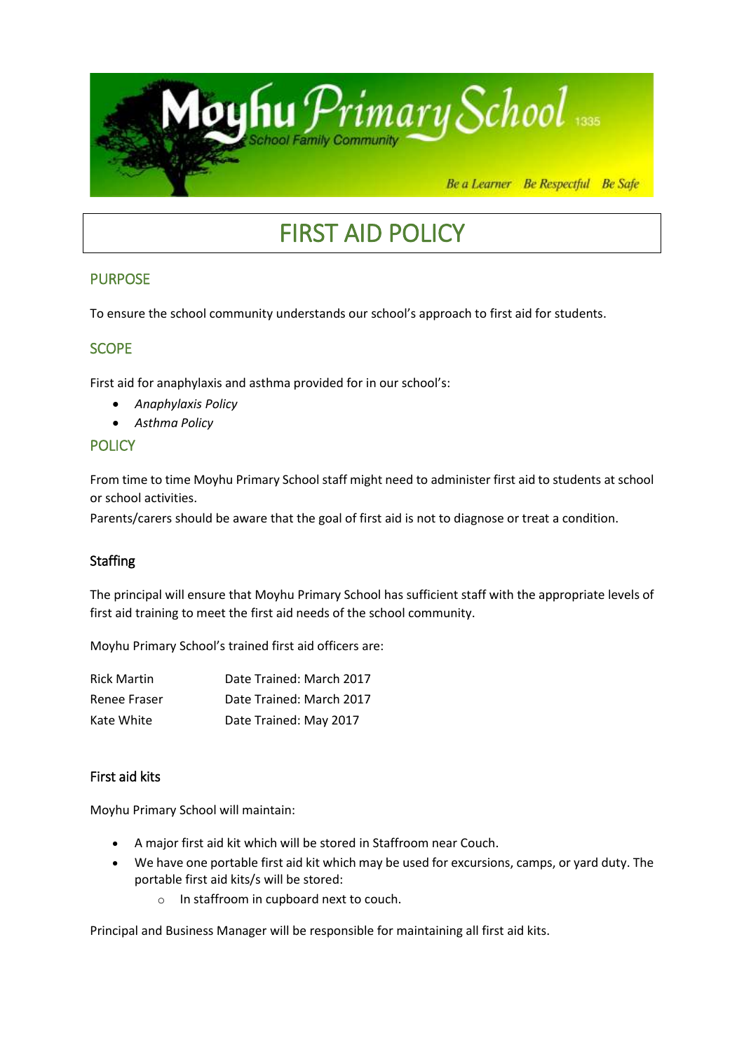# Moyhu Primary School

School Family Community

*Be a Learner Be Respectful Be Safe*

# FIRST AID POLICY

## PURPOSE

To ensure the school community understands our school's approach to first aid for students.

## SCOPE

First aid for anaphylaxis and asthma provided for in our school's:

- *Anaphylaxis Policy*
- *Asthma Policy*

## POLICY

From time to time Moyhu Primary School staff might need to administer first aid to students at school or school activities.
Parents/carers should be aware that the goal of first aid is not to diagnose or treat a condition.

### Staffing

The principal will ensure that Moyhu Primary School has sufficient staff with the appropriate levels of first aid training to meet the first aid needs of the school community.

Moyhu Primary School's trained first aid officers are:

| | |
|---|---|
| Rick Martin | Date Trained: March 2017 |
| Renee Fraser | Date Trained: March 2017 |
| Kate White | Date Trained: May 2017 |

### First aid kits

Moyhu Primary School will maintain:

- A major first aid kit which will be stored in Staffroom near Couch.
- We have one portable first aid kit which may be used for excursions, camps, or yard duty. The portable first aid kits/s will be stored:
  - In staffroom in cupboard next to couch.

Principal and Business Manager will be responsible for maintaining all first aid kits.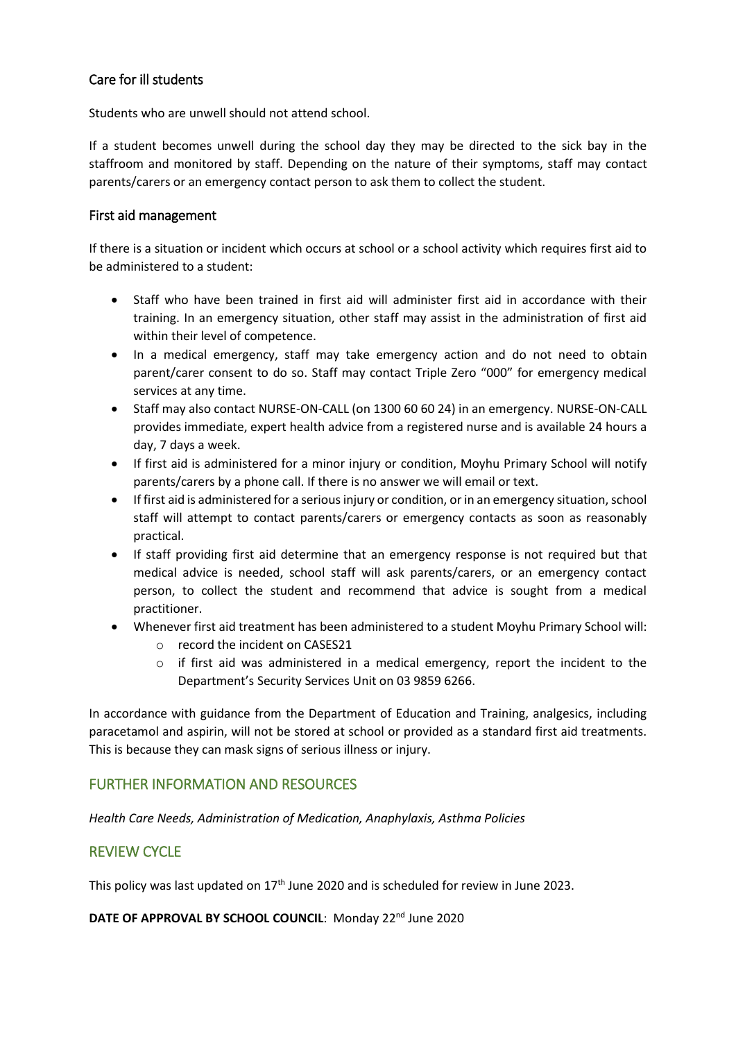## Care for ill students

Students who are unwell should not attend school.

If a student becomes unwell during the school day they may be directed to the sick bay in the staffroom and monitored by staff. Depending on the nature of their symptoms, staff may contact parents/carers or an emergency contact person to ask them to collect the student.

## First aid management

If there is a situation or incident which occurs at school or a school activity which requires first aid to be administered to a student:

- Staff who have been trained in first aid will administer first aid in accordance with their training. In an emergency situation, other staff may assist in the administration of first aid within their level of competence.
- In a medical emergency, staff may take emergency action and do not need to obtain parent/carer consent to do so. Staff may contact Triple Zero "000" for emergency medical services at any time.
- Staff may also contact NURSE-ON-CALL (on 1300 60 60 24) in an emergency. NURSE-ON-CALL provides immediate, expert health advice from a registered nurse and is available 24 hours a day, 7 days a week.
- If first aid is administered for a minor injury or condition, Moyhu Primary School will notify parents/carers by a phone call. If there is no answer we will email or text.
- If first aid is administered for a serious injury or condition, or in an emergency situation, school staff will attempt to contact parents/carers or emergency contacts as soon as reasonably practical.
- If staff providing first aid determine that an emergency response is not required but that medical advice is needed, school staff will ask parents/carers, or an emergency contact person, to collect the student and recommend that advice is sought from a medical practitioner.
- Whenever first aid treatment has been administered to a student Moyhu Primary School will:
    - record the incident on CASES21
    - if first aid was administered in a medical emergency, report the incident to the Department's Security Services Unit on 03 9859 6266.

In accordance with guidance from the Department of Education and Training, analgesics, including paracetamol and aspirin, will not be stored at school or provided as a standard first aid treatments. This is because they can mask signs of serious illness or injury.

# FURTHER INFORMATION AND RESOURCES

*Health Care Needs, Administration of Medication, Anaphylaxis, Asthma Policies*

# REVIEW CYCLE

This policy was last updated on 17th June 2020 and is scheduled for review in June 2023.

**DATE OF APPROVAL BY SCHOOL COUNCIL**: Monday 22nd June 2020